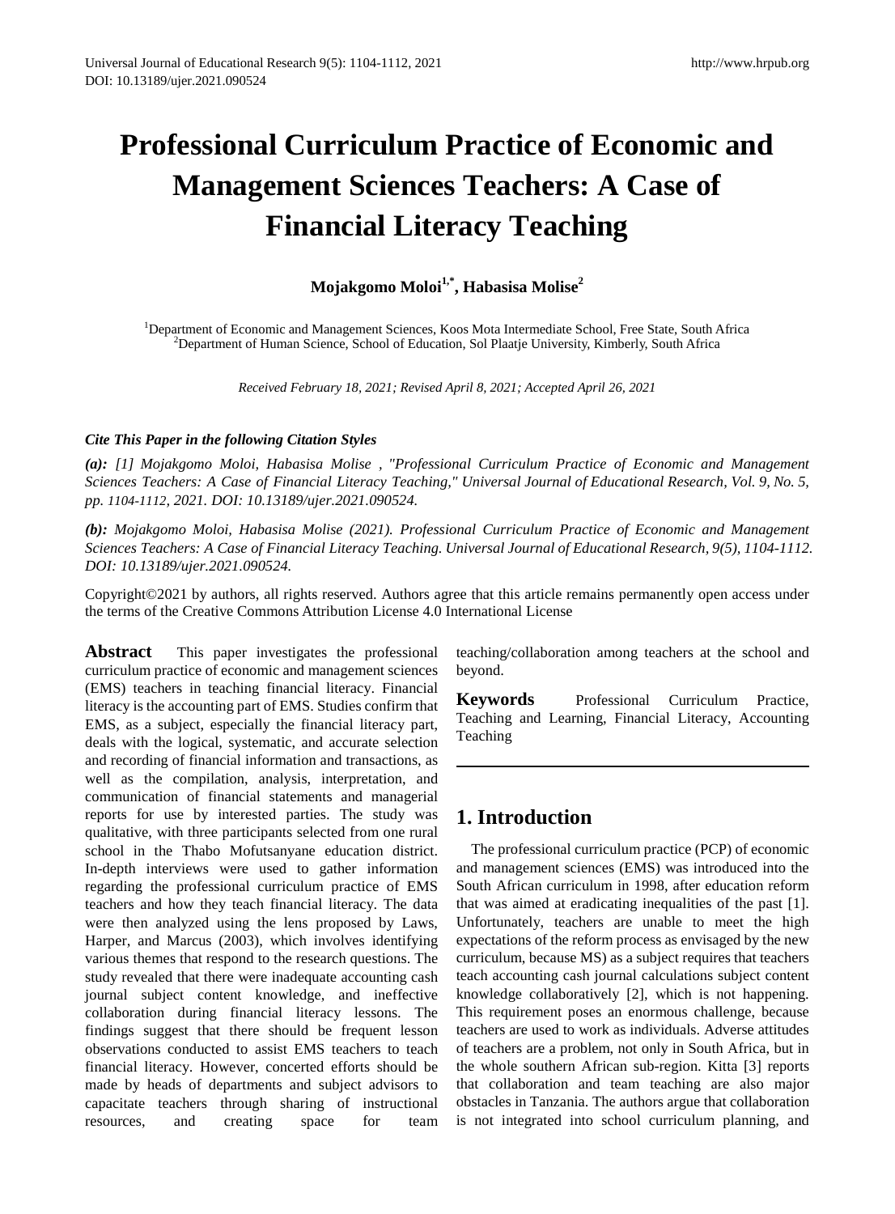# Professional Curriculum Practice of Economic and Management Sciences Teachers: A Case of Financial Literacy Teaching

**Mojakgomo Moloi[1,*], Habasisa Molise[2]**

[1]Department of Economic and Management Sciences, Koos Mota Intermediate School, Free State, South Africa
[2]Department of Human Science, School of Education, Sol Plaatje University, Kimberly, South Africa

*Received February 18, 2021; Revised April 8, 2021; Accepted April 26, 2021*

***Cite This Paper in the following Citation Styles***

***(a):** [1] Mojakgomo Moloi, Habasisa Molise , "Professional Curriculum Practice of Economic and Management Sciences Teachers: A Case of Financial Literacy Teaching," Universal Journal of Educational Research, Vol. 9, No. 5, pp. 1104-1112, 2021. DOI: 10.13189/ujer.2021.090524.*

***(b):** Mojakgomo Moloi, Habasisa Molise (2021). Professional Curriculum Practice of Economic and Management Sciences Teachers: A Case of Financial Literacy Teaching. Universal Journal of Educational Research, 9(5), 1104-1112. DOI: 10.13189/ujer.2021.090524.*

Copyright©2021 by authors, all rights reserved. Authors agree that this article remains permanently open access under the terms of the Creative Commons Attribution License 4.0 International License

**Abstract** This paper investigates the professional curriculum practice of economic and management sciences (EMS) teachers in teaching financial literacy. Financial literacy is the accounting part of EMS. Studies confirm that EMS, as a subject, especially the financial literacy part, deals with the logical, systematic, and accurate selection and recording of financial information and transactions, as well as the compilation, analysis, interpretation, and communication of financial statements and managerial reports for use by interested parties. The study was qualitative, with three participants selected from one rural school in the Thabo Mofutsanyane education district. In-depth interviews were used to gather information regarding the professional curriculum practice of EMS teachers and how they teach financial literacy. The data were then analyzed using the lens proposed by Laws, Harper, and Marcus (2003), which involves identifying various themes that respond to the research questions. The study revealed that there were inadequate accounting cash journal subject content knowledge, and ineffective collaboration during financial literacy lessons. The findings suggest that there should be frequent lesson observations conducted to assist EMS teachers to teach financial literacy. However, concerted efforts should be made by heads of departments and subject advisors to capacitate teachers through sharing of instructional resources, and creating space for team teaching/collaboration among teachers at the school and beyond.

**Keywords** Professional Curriculum Practice, Teaching and Learning, Financial Literacy, Accounting Teaching

## 1. Introduction

The professional curriculum practice (PCP) of economic and management sciences (EMS) was introduced into the South African curriculum in 1998, after education reform that was aimed at eradicating inequalities of the past [1]. Unfortunately, teachers are unable to meet the high expectations of the reform process as envisaged by the new curriculum, because MS) as a subject requires that teachers teach accounting cash journal calculations subject content knowledge collaboratively [2], which is not happening. This requirement poses an enormous challenge, because teachers are used to work as individuals. Adverse attitudes of teachers are a problem, not only in South Africa, but in the whole southern African sub-region. Kitta [3] reports that collaboration and team teaching are also major obstacles in Tanzania. The authors argue that collaboration is not integrated into school curriculum planning, and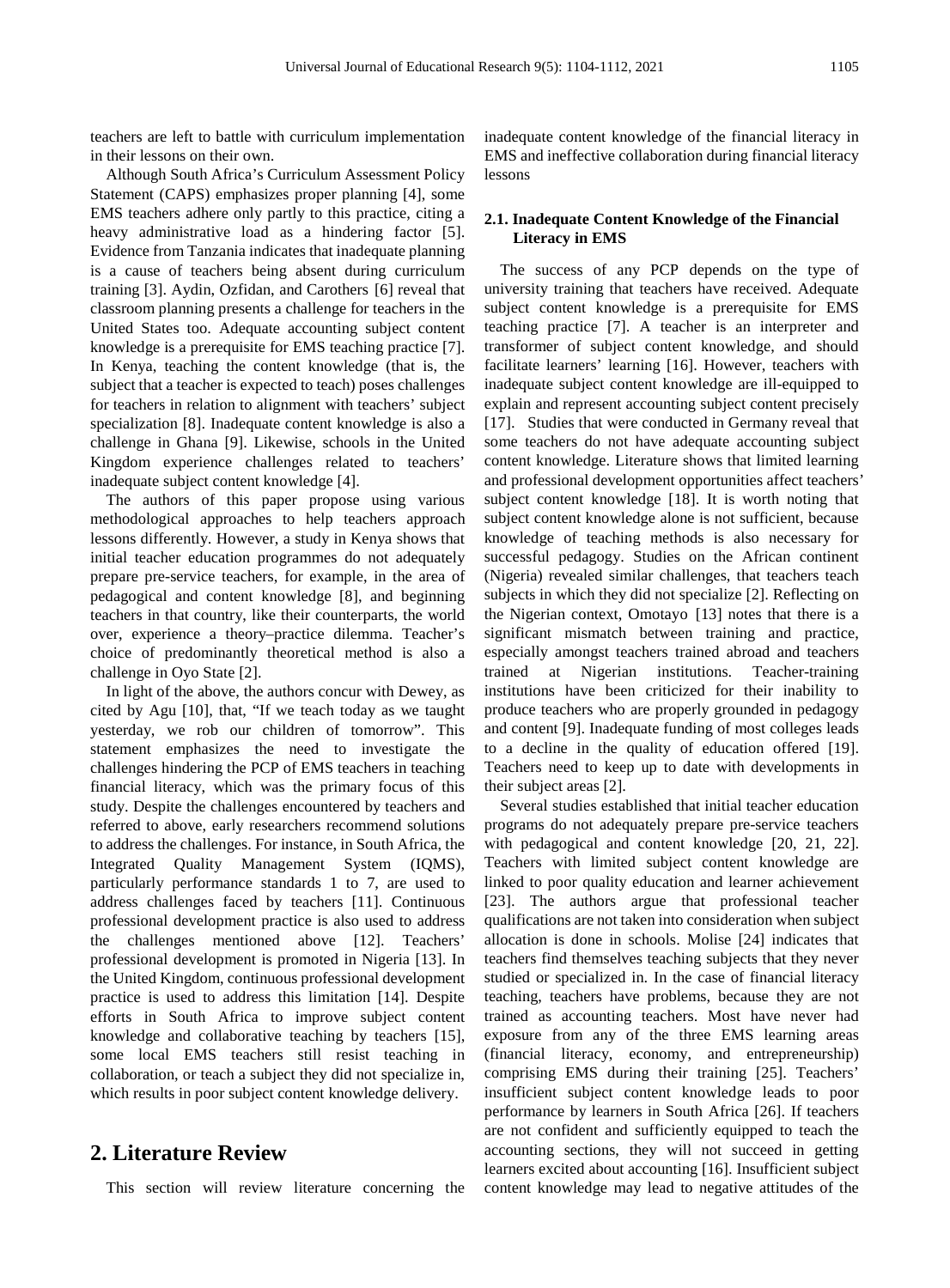teachers are left to battle with curriculum implementation in their lessons on their own.

Although South Africa's Curriculum Assessment Policy Statement (CAPS) emphasizes proper planning [4], some EMS teachers adhere only partly to this practice, citing a heavy administrative load as a hindering factor [5]. Evidence from Tanzania indicates that inadequate planning is a cause of teachers being absent during curriculum training [3]. Aydin, Ozfidan, and Carothers [6] reveal that classroom planning presents a challenge for teachers in the United States too. Adequate accounting subject content knowledge is a prerequisite for EMS teaching practice [7]. In Kenya, teaching the content knowledge (that is, the subject that a teacher is expected to teach) poses challenges for teachers in relation to alignment with teachers' subject specialization [8]. Inadequate content knowledge is also a challenge in Ghana [9]. Likewise, schools in the United Kingdom experience challenges related to teachers' inadequate subject content knowledge [4].

The authors of this paper propose using various methodological approaches to help teachers approach lessons differently. However, a study in Kenya shows that initial teacher education programmes do not adequately prepare pre-service teachers, for example, in the area of pedagogical and content knowledge [8], and beginning teachers in that country, like their counterparts, the world over, experience a theory–practice dilemma. Teacher's choice of predominantly theoretical method is also a challenge in Oyo State [2].

In light of the above, the authors concur with Dewey, as cited by Agu [10], that, "If we teach today as we taught yesterday, we rob our children of tomorrow". This statement emphasizes the need to investigate the challenges hindering the PCP of EMS teachers in teaching financial literacy, which was the primary focus of this study. Despite the challenges encountered by teachers and referred to above, early researchers recommend solutions to address the challenges. For instance, in South Africa, the Integrated Quality Management System (IQMS), particularly performance standards 1 to 7, are used to address challenges faced by teachers [11]. Continuous professional development practice is also used to address the challenges mentioned above [12]. Teachers' professional development is promoted in Nigeria [13]. In the United Kingdom, continuous professional development practice is used to address this limitation [14]. Despite efforts in South Africa to improve subject content knowledge and collaborative teaching by teachers [15], some local EMS teachers still resist teaching in collaboration, or teach a subject they did not specialize in, which results in poor subject content knowledge delivery.

## 2. Literature Review

This section will review literature concerning the inadequate content knowledge of the financial literacy in EMS and ineffective collaboration during financial literacy lessons

### 2.1. Inadequate Content Knowledge of the Financial Literacy in EMS

The success of any PCP depends on the type of university training that teachers have received. Adequate subject content knowledge is a prerequisite for EMS teaching practice [7]. A teacher is an interpreter and transformer of subject content knowledge, and should facilitate learners' learning [16]. However, teachers with inadequate subject content knowledge are ill-equipped to explain and represent accounting subject content precisely [17]. Studies that were conducted in Germany reveal that some teachers do not have adequate accounting subject content knowledge. Literature shows that limited learning and professional development opportunities affect teachers' subject content knowledge [18]. It is worth noting that subject content knowledge alone is not sufficient, because knowledge of teaching methods is also necessary for successful pedagogy. Studies on the African continent (Nigeria) revealed similar challenges, that teachers teach subjects in which they did not specialize [2]. Reflecting on the Nigerian context, Omotayo [13] notes that there is a significant mismatch between training and practice, especially amongst teachers trained abroad and teachers trained at Nigerian institutions. Teacher-training institutions have been criticized for their inability to produce teachers who are properly grounded in pedagogy and content [9]. Inadequate funding of most colleges leads to a decline in the quality of education offered [19]. Teachers need to keep up to date with developments in their subject areas [2].

Several studies established that initial teacher education programs do not adequately prepare pre-service teachers with pedagogical and content knowledge [20, 21, 22]. Teachers with limited subject content knowledge are linked to poor quality education and learner achievement [23]. The authors argue that professional teacher qualifications are not taken into consideration when subject allocation is done in schools. Molise [24] indicates that teachers find themselves teaching subjects that they never studied or specialized in. In the case of financial literacy teaching, teachers have problems, because they are not trained as accounting teachers. Most have never had exposure from any of the three EMS learning areas (financial literacy, economy, and entrepreneurship) comprising EMS during their training [25]. Teachers' insufficient subject content knowledge leads to poor performance by learners in South Africa [26]. If teachers are not confident and sufficiently equipped to teach the accounting sections, they will not succeed in getting learners excited about accounting [16]. Insufficient subject content knowledge may lead to negative attitudes of the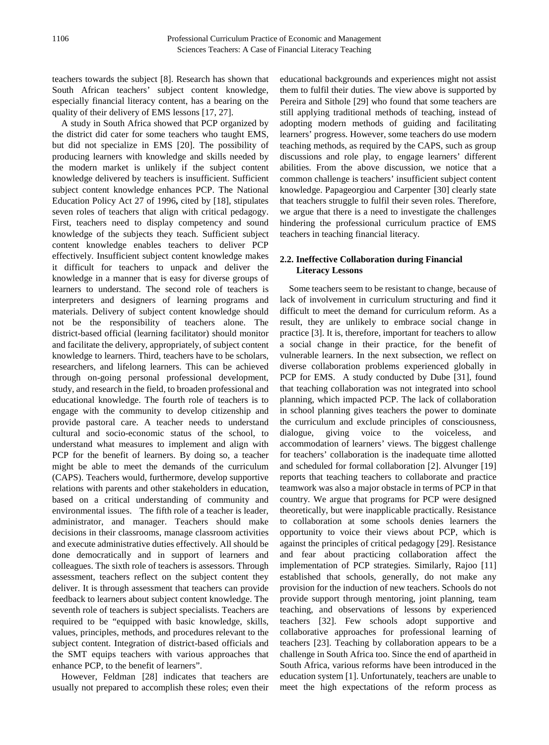teachers towards the subject [8]. Research has shown that South African teachers' subject content knowledge, especially financial literacy content, has a bearing on the quality of their delivery of EMS lessons [17, 27].

A study in South Africa showed that PCP organized by the district did cater for some teachers who taught EMS, but did not specialize in EMS [20]. The possibility of producing learners with knowledge and skills needed by the modern market is unlikely if the subject content knowledge delivered by teachers is insufficient. Sufficient subject content knowledge enhances PCP. The National Education Policy Act 27 of 1996**,** cited by [18], stipulates seven roles of teachers that align with critical pedagogy. First, teachers need to display competency and sound knowledge of the subjects they teach. Sufficient subject content knowledge enables teachers to deliver PCP effectively. Insufficient subject content knowledge makes it difficult for teachers to unpack and deliver the knowledge in a manner that is easy for diverse groups of learners to understand. The second role of teachers is interpreters and designers of learning programs and materials. Delivery of subject content knowledge should not be the responsibility of teachers alone. The district-based official (learning facilitator) should monitor and facilitate the delivery, appropriately, of subject content knowledge to learners. Third, teachers have to be scholars, researchers, and lifelong learners. This can be achieved through on-going personal professional development, study, and research in the field, to broaden professional and educational knowledge. The fourth role of teachers is to engage with the community to develop citizenship and provide pastoral care. A teacher needs to understand cultural and socio-economic status of the school, to understand what measures to implement and align with PCP for the benefit of learners. By doing so, a teacher might be able to meet the demands of the curriculum (CAPS). Teachers would, furthermore, develop supportive relations with parents and other stakeholders in education, based on a critical understanding of community and environmental issues. The fifth role of a teacher is leader, administrator, and manager. Teachers should make decisions in their classrooms, manage classroom activities and execute administrative duties effectively. All should be done democratically and in support of learners and colleagues. The sixth role of teachers is assessors. Through assessment, teachers reflect on the subject content they deliver. It is through assessment that teachers can provide feedback to learners about subject content knowledge. The seventh role of teachers is subject specialists. Teachers are required to be "equipped with basic knowledge, skills, values, principles, methods, and procedures relevant to the subject content. Integration of district-based officials and the SMT equips teachers with various approaches that enhance PCP, to the benefit of learners".

However, Feldman [28] indicates that teachers are usually not prepared to accomplish these roles; even their educational backgrounds and experiences might not assist them to fulfil their duties. The view above is supported by Pereira and Sithole [29] who found that some teachers are still applying traditional methods of teaching, instead of adopting modern methods of guiding and facilitating learners' progress. However, some teachers do use modern teaching methods, as required by the CAPS, such as group discussions and role play, to engage learners' different abilities. From the above discussion, we notice that a common challenge is teachers' insufficient subject content knowledge. Papageorgiou and Carpenter [30] clearly state that teachers struggle to fulfil their seven roles. Therefore, we argue that there is a need to investigate the challenges hindering the professional curriculum practice of EMS teachers in teaching financial literacy.

### 2.2. Ineffective Collaboration during Financial Literacy Lessons

Some teachers seem to be resistant to change, because of lack of involvement in curriculum structuring and find it difficult to meet the demand for curriculum reform. As a result, they are unlikely to embrace social change in practice [3]. It is, therefore, important for teachers to allow a social change in their practice, for the benefit of vulnerable learners. In the next subsection, we reflect on diverse collaboration problems experienced globally in PCP for EMS. A study conducted by Dube [31], found that teaching collaboration was not integrated into school planning, which impacted PCP. The lack of collaboration in school planning gives teachers the power to dominate the curriculum and exclude principles of consciousness, dialogue, giving voice to the voiceless, and accommodation of learners' views. The biggest challenge for teachers' collaboration is the inadequate time allotted and scheduled for formal collaboration [2]. Alvunger [19] reports that teaching teachers to collaborate and practice teamwork was also a major obstacle in terms of PCP in that country. We argue that programs for PCP were designed theoretically, but were inapplicable practically. Resistance to collaboration at some schools denies learners the opportunity to voice their views about PCP, which is against the principles of critical pedagogy [29]. Resistance and fear about practicing collaboration affect the implementation of PCP strategies. Similarly, Rajoo [11] established that schools, generally, do not make any provision for the induction of new teachers. Schools do not provide support through mentoring, joint planning, team teaching, and observations of lessons by experienced teachers [32]. Few schools adopt supportive and collaborative approaches for professional learning of teachers [23]. Teaching by collaboration appears to be a challenge in South Africa too. Since the end of apartheid in South Africa, various reforms have been introduced in the education system [1]. Unfortunately, teachers are unable to meet the high expectations of the reform process as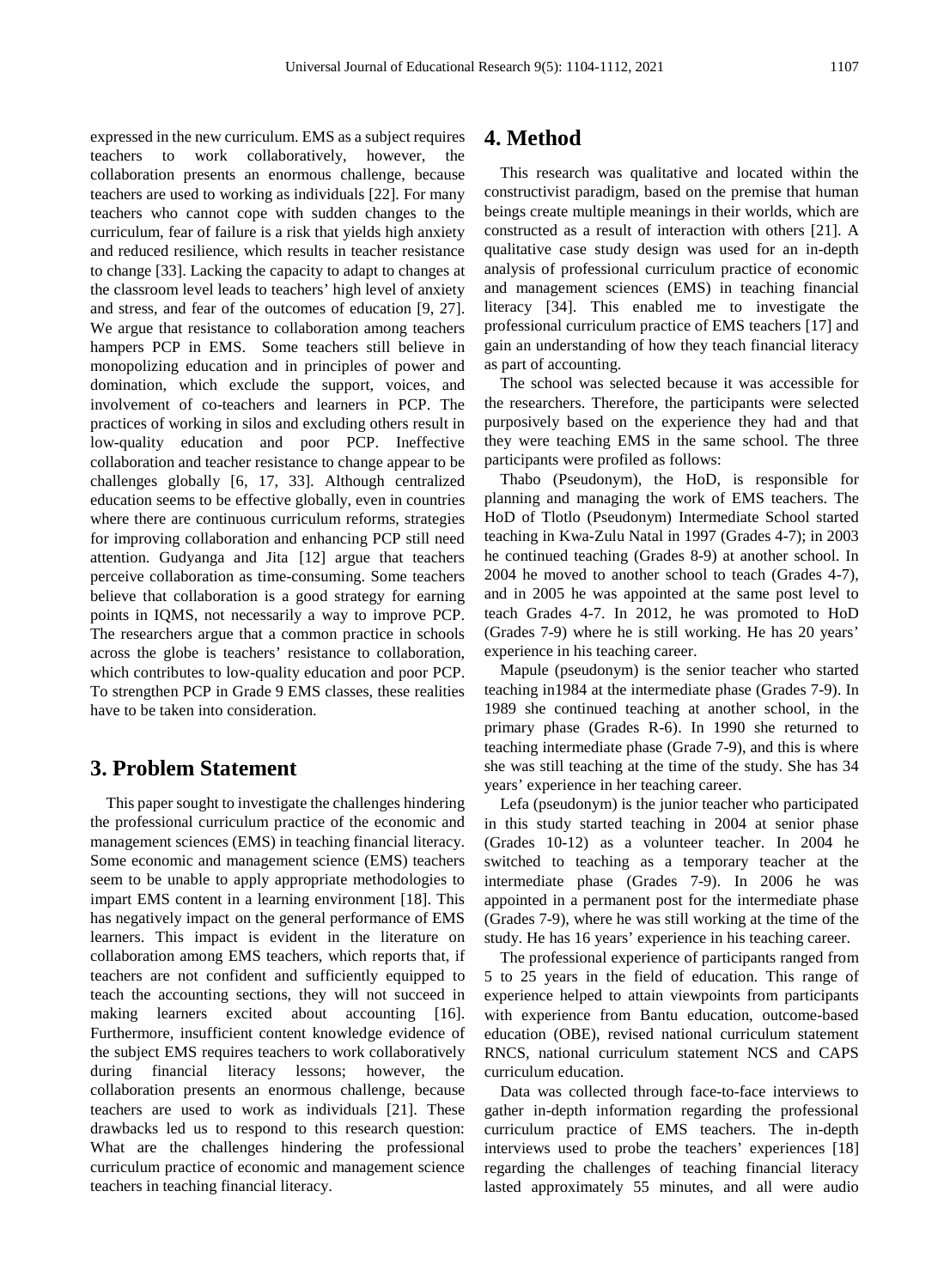expressed in the new curriculum. EMS as a subject requires teachers to work collaboratively, however, the collaboration presents an enormous challenge, because teachers are used to working as individuals [22]. For many teachers who cannot cope with sudden changes to the curriculum, fear of failure is a risk that yields high anxiety and reduced resilience, which results in teacher resistance to change [33]. Lacking the capacity to adapt to changes at the classroom level leads to teachers' high level of anxiety and stress, and fear of the outcomes of education [9, 27]. We argue that resistance to collaboration among teachers hampers PCP in EMS. Some teachers still believe in monopolizing education and in principles of power and domination, which exclude the support, voices, and involvement of co-teachers and learners in PCP. The practices of working in silos and excluding others result in low-quality education and poor PCP. Ineffective collaboration and teacher resistance to change appear to be challenges globally [6, 17, 33]. Although centralized education seems to be effective globally, even in countries where there are continuous curriculum reforms, strategies for improving collaboration and enhancing PCP still need attention. Gudyanga and Jita [12] argue that teachers perceive collaboration as time-consuming. Some teachers believe that collaboration is a good strategy for earning points in IQMS, not necessarily a way to improve PCP. The researchers argue that a common practice in schools across the globe is teachers' resistance to collaboration, which contributes to low-quality education and poor PCP. To strengthen PCP in Grade 9 EMS classes, these realities have to be taken into consideration.

# 3. Problem Statement

This paper sought to investigate the challenges hindering the professional curriculum practice of the economic and management sciences (EMS) in teaching financial literacy. Some economic and management science (EMS) teachers seem to be unable to apply appropriate methodologies to impart EMS content in a learning environment [18]. This has negatively impact on the general performance of EMS learners. This impact is evident in the literature on collaboration among EMS teachers, which reports that, if teachers are not confident and sufficiently equipped to teach the accounting sections, they will not succeed in making learners excited about accounting [16]. Furthermore, insufficient content knowledge evidence of the subject EMS requires teachers to work collaboratively during financial literacy lessons; however, the collaboration presents an enormous challenge, because teachers are used to work as individuals [21]. These drawbacks led us to respond to this research question: What are the challenges hindering the professional curriculum practice of economic and management science teachers in teaching financial literacy.

# 4. Method

This research was qualitative and located within the constructivist paradigm, based on the premise that human beings create multiple meanings in their worlds, which are constructed as a result of interaction with others [21]. A qualitative case study design was used for an in-depth analysis of professional curriculum practice of economic and management sciences (EMS) in teaching financial literacy [34]. This enabled me to investigate the professional curriculum practice of EMS teachers [17] and gain an understanding of how they teach financial literacy as part of accounting.

The school was selected because it was accessible for the researchers. Therefore, the participants were selected purposively based on the experience they had and that they were teaching EMS in the same school. The three participants were profiled as follows:

Thabo (Pseudonym), the HoD, is responsible for planning and managing the work of EMS teachers. The HoD of Tlotlo (Pseudonym) Intermediate School started teaching in Kwa-Zulu Natal in 1997 (Grades 4-7); in 2003 he continued teaching (Grades 8-9) at another school. In 2004 he moved to another school to teach (Grades 4-7), and in 2005 he was appointed at the same post level to teach Grades 4-7. In 2012, he was promoted to HoD (Grades 7-9) where he is still working. He has 20 years' experience in his teaching career.

Mapule (pseudonym) is the senior teacher who started teaching in1984 at the intermediate phase (Grades 7-9). In 1989 she continued teaching at another school, in the primary phase (Grades R-6). In 1990 she returned to teaching intermediate phase (Grade 7-9), and this is where she was still teaching at the time of the study. She has 34 years' experience in her teaching career.

Lefa (pseudonym) is the junior teacher who participated in this study started teaching in 2004 at senior phase (Grades 10-12) as a volunteer teacher. In 2004 he switched to teaching as a temporary teacher at the intermediate phase (Grades 7-9). In 2006 he was appointed in a permanent post for the intermediate phase (Grades 7-9), where he was still working at the time of the study. He has 16 years' experience in his teaching career.

The professional experience of participants ranged from 5 to 25 years in the field of education. This range of experience helped to attain viewpoints from participants with experience from Bantu education, outcome-based education (OBE), revised national curriculum statement RNCS, national curriculum statement NCS and CAPS curriculum education.

Data was collected through face-to-face interviews to gather in-depth information regarding the professional curriculum practice of EMS teachers. The in-depth interviews used to probe the teachers' experiences [18] regarding the challenges of teaching financial literacy lasted approximately 55 minutes, and all were audio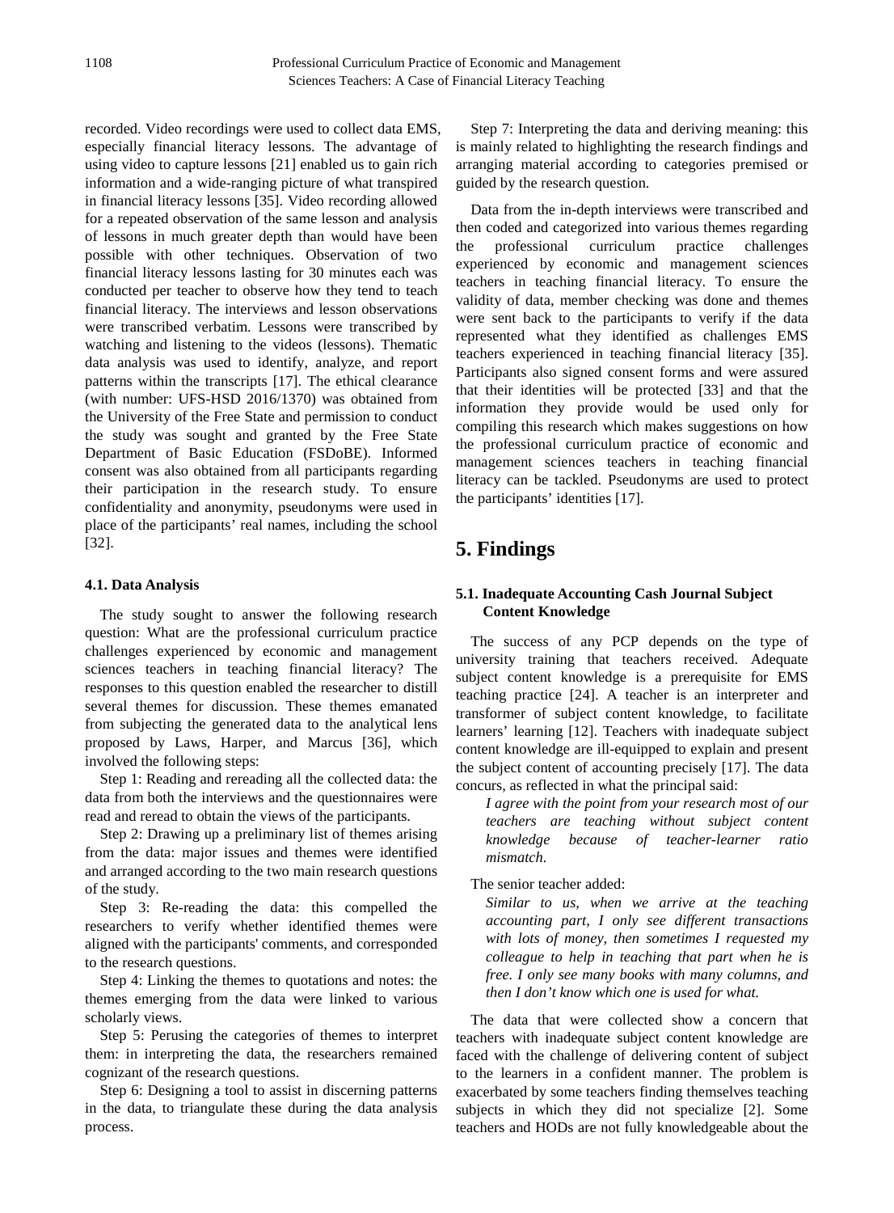recorded. Video recordings were used to collect data EMS, especially financial literacy lessons. The advantage of using video to capture lessons [21] enabled us to gain rich information and a wide-ranging picture of what transpired in financial literacy lessons [35]. Video recording allowed for a repeated observation of the same lesson and analysis of lessons in much greater depth than would have been possible with other techniques. Observation of two financial literacy lessons lasting for 30 minutes each was conducted per teacher to observe how they tend to teach financial literacy. The interviews and lesson observations were transcribed verbatim. Lessons were transcribed by watching and listening to the videos (lessons). Thematic data analysis was used to identify, analyze, and report patterns within the transcripts [17]. The ethical clearance (with number: UFS-HSD 2016/1370) was obtained from the University of the Free State and permission to conduct the study was sought and granted by the Free State Department of Basic Education (FSDoBE). Informed consent was also obtained from all participants regarding their participation in the research study. To ensure confidentiality and anonymity, pseudonyms were used in place of the participants' real names, including the school [32].

### 4.1. Data Analysis

The study sought to answer the following research question: What are the professional curriculum practice challenges experienced by economic and management sciences teachers in teaching financial literacy? The responses to this question enabled the researcher to distill several themes for discussion. These themes emanated from subjecting the generated data to the analytical lens proposed by Laws, Harper, and Marcus [36], which involved the following steps:

Step 1: Reading and rereading all the collected data: the data from both the interviews and the questionnaires were read and reread to obtain the views of the participants.

Step 2: Drawing up a preliminary list of themes arising from the data: major issues and themes were identified and arranged according to the two main research questions of the study.

Step 3: Re-reading the data: this compelled the researchers to verify whether identified themes were aligned with the participants' comments, and corresponded to the research questions.

Step 4: Linking the themes to quotations and notes: the themes emerging from the data were linked to various scholarly views.

Step 5: Perusing the categories of themes to interpret them: in interpreting the data, the researchers remained cognizant of the research questions.

Step 6: Designing a tool to assist in discerning patterns in the data, to triangulate these during the data analysis process.

Step 7: Interpreting the data and deriving meaning: this is mainly related to highlighting the research findings and arranging material according to categories premised or guided by the research question.

Data from the in-depth interviews were transcribed and then coded and categorized into various themes regarding the professional curriculum practice challenges experienced by economic and management sciences teachers in teaching financial literacy. To ensure the validity of data, member checking was done and themes were sent back to the participants to verify if the data represented what they identified as challenges EMS teachers experienced in teaching financial literacy [35]. Participants also signed consent forms and were assured that their identities will be protected [33] and that the information they provide would be used only for compiling this research which makes suggestions on how the professional curriculum practice of economic and management sciences teachers in teaching financial literacy can be tackled. Pseudonyms are used to protect the participants' identities [17].

## 5. Findings

### 5.1. Inadequate Accounting Cash Journal Subject Content Knowledge

The success of any PCP depends on the type of university training that teachers received. Adequate subject content knowledge is a prerequisite for EMS teaching practice [24]. A teacher is an interpreter and transformer of subject content knowledge, to facilitate learners' learning [12]. Teachers with inadequate subject content knowledge are ill-equipped to explain and present the subject content of accounting precisely [17]. The data concurs, as reflected in what the principal said:

> *I agree with the point from your research most of our teachers are teaching without subject content knowledge because of teacher-learner ratio mismatch.*

The senior teacher added:

> *Similar to us, when we arrive at the teaching accounting part, I only see different transactions with lots of money, then sometimes I requested my colleague to help in teaching that part when he is free. I only see many books with many columns, and then I don't know which one is used for what.*

The data that were collected show a concern that teachers with inadequate subject content knowledge are faced with the challenge of delivering content of subject to the learners in a confident manner. The problem is exacerbated by some teachers finding themselves teaching subjects in which they did not specialize [2]. Some teachers and HODs are not fully knowledgeable about the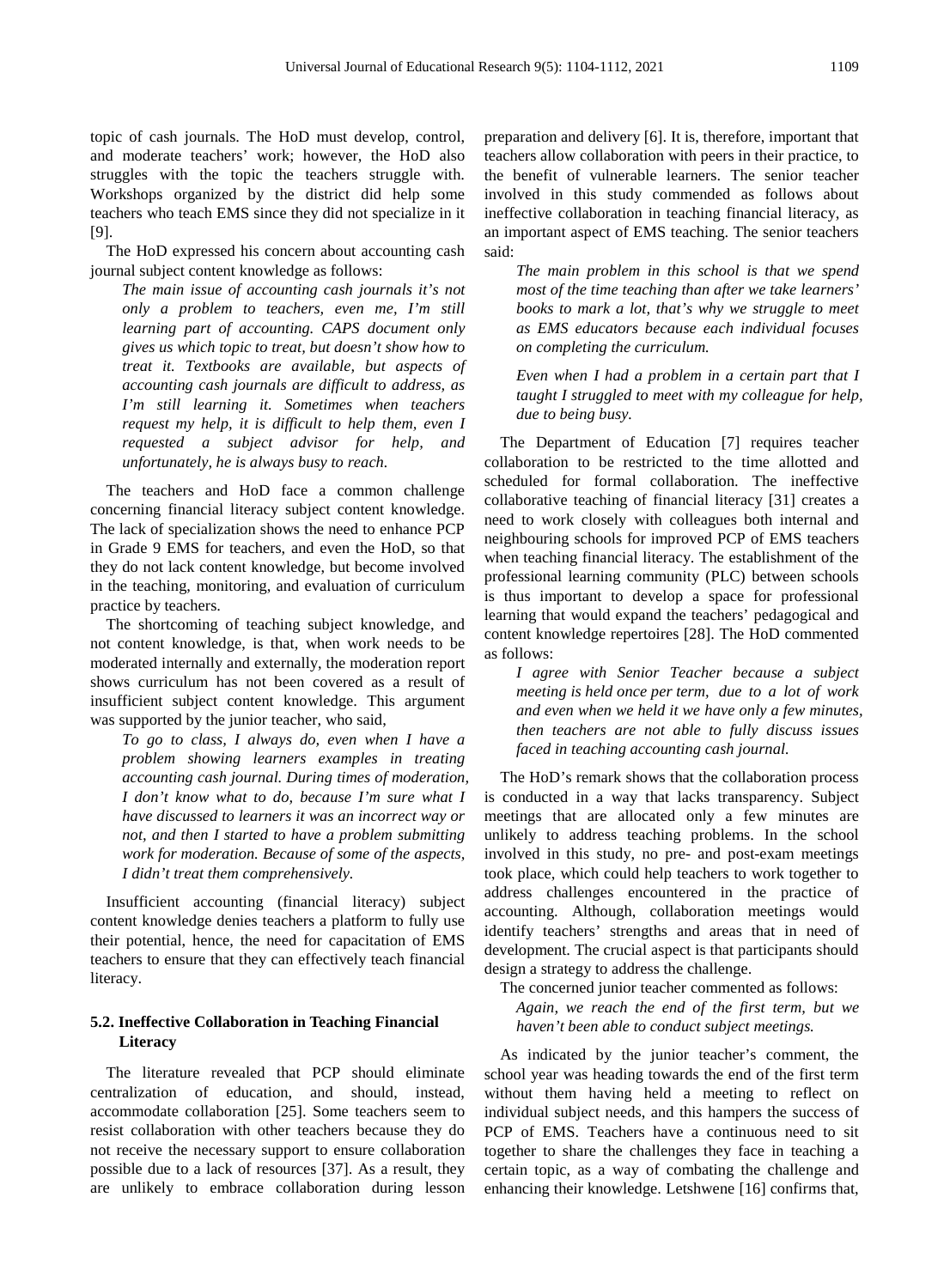topic of cash journals. The HoD must develop, control, and moderate teachers' work; however, the HoD also struggles with the topic the teachers struggle with. Workshops organized by the district did help some teachers who teach EMS since they did not specialize in it [9].

The HoD expressed his concern about accounting cash journal subject content knowledge as follows:

> *The main issue of accounting cash journals it's not only a problem to teachers, even me, I'm still learning part of accounting. CAPS document only gives us which topic to treat, but doesn't show how to treat it. Textbooks are available, but aspects of accounting cash journals are difficult to address, as I'm still learning it. Sometimes when teachers request my help, it is difficult to help them, even I requested a subject advisor for help, and unfortunately, he is always busy to reach.*

The teachers and HoD face a common challenge concerning financial literacy subject content knowledge. The lack of specialization shows the need to enhance PCP in Grade 9 EMS for teachers, and even the HoD, so that they do not lack content knowledge, but become involved in the teaching, monitoring, and evaluation of curriculum practice by teachers.

The shortcoming of teaching subject knowledge, and not content knowledge, is that, when work needs to be moderated internally and externally, the moderation report shows curriculum has not been covered as a result of insufficient subject content knowledge. This argument was supported by the junior teacher, who said,

> *To go to class, I always do, even when I have a problem showing learners examples in treating accounting cash journal. During times of moderation, I don't know what to do, because I'm sure what I have discussed to learners it was an incorrect way or not, and then I started to have a problem submitting work for moderation. Because of some of the aspects, I didn't treat them comprehensively.*

Insufficient accounting (financial literacy) subject content knowledge denies teachers a platform to fully use their potential, hence, the need for capacitation of EMS teachers to ensure that they can effectively teach financial literacy.

### 5.2. Ineffective Collaboration in Teaching Financial Literacy

The literature revealed that PCP should eliminate centralization of education, and should, instead, accommodate collaboration [25]. Some teachers seem to resist collaboration with other teachers because they do not receive the necessary support to ensure collaboration possible due to a lack of resources [37]. As a result, they are unlikely to embrace collaboration during lesson preparation and delivery [6]. It is, therefore, important that teachers allow collaboration with peers in their practice, to the benefit of vulnerable learners. The senior teacher involved in this study commended as follows about ineffective collaboration in teaching financial literacy, as an important aspect of EMS teaching. The senior teachers said:

> *The main problem in this school is that we spend most of the time teaching than after we take learners' books to mark a lot, that's why we struggle to meet as EMS educators because each individual focuses on completing the curriculum.*
>
> *Even when I had a problem in a certain part that I taught I struggled to meet with my colleague for help, due to being busy.*

The Department of Education [7] requires teacher collaboration to be restricted to the time allotted and scheduled for formal collaboration. The ineffective collaborative teaching of financial literacy [31] creates a need to work closely with colleagues both internal and neighbouring schools for improved PCP of EMS teachers when teaching financial literacy. The establishment of the professional learning community (PLC) between schools is thus important to develop a space for professional learning that would expand the teachers' pedagogical and content knowledge repertoires [28]. The HoD commented as follows:

> *I agree with Senior Teacher because a subject meeting is held once per term, due to a lot of work and even when we held it we have only a few minutes, then teachers are not able to fully discuss issues faced in teaching accounting cash journal.*

The HoD's remark shows that the collaboration process is conducted in a way that lacks transparency. Subject meetings that are allocated only a few minutes are unlikely to address teaching problems. In the school involved in this study, no pre- and post-exam meetings took place, which could help teachers to work together to address challenges encountered in the practice of accounting. Although, collaboration meetings would identify teachers' strengths and areas that in need of development. The crucial aspect is that participants should design a strategy to address the challenge.

The concerned junior teacher commented as follows:

> *Again, we reach the end of the first term, but we haven't been able to conduct subject meetings.*

As indicated by the junior teacher's comment, the school year was heading towards the end of the first term without them having held a meeting to reflect on individual subject needs, and this hampers the success of PCP of EMS. Teachers have a continuous need to sit together to share the challenges they face in teaching a certain topic, as a way of combating the challenge and enhancing their knowledge. Letshwene [16] confirms that,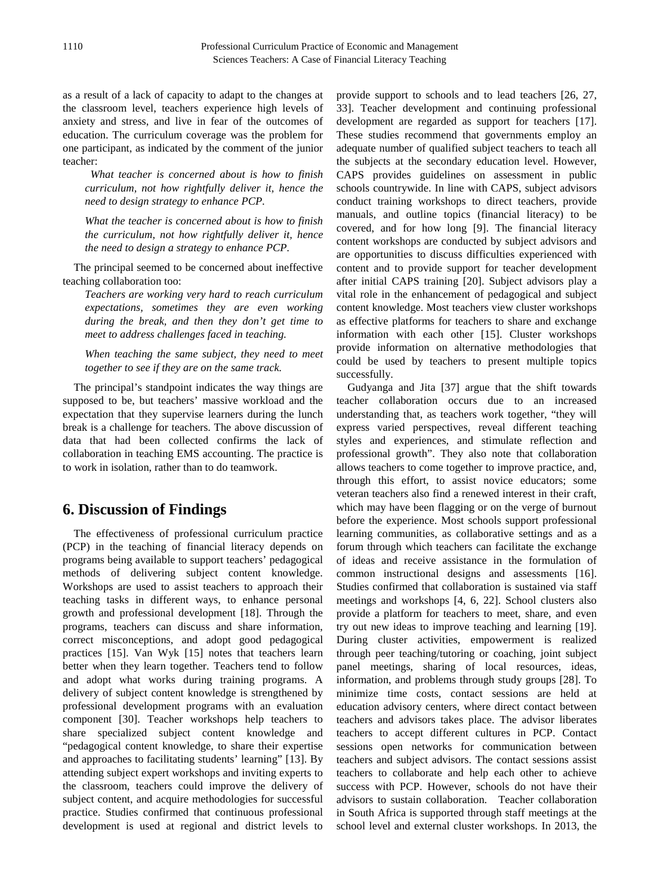as a result of a lack of capacity to adapt to the changes at the classroom level, teachers experience high levels of anxiety and stress, and live in fear of the outcomes of education. The curriculum coverage was the problem for one participant, as indicated by the comment of the junior teacher:

> *What teacher is concerned about is how to finish curriculum, not how rightfully deliver it, hence the need to design strategy to enhance PCP.*
>
> *What the teacher is concerned about is how to finish the curriculum, not how rightfully deliver it, hence the need to design a strategy to enhance PCP.*

The principal seemed to be concerned about ineffective teaching collaboration too:

> *Teachers are working very hard to reach curriculum expectations, sometimes they are even working during the break, and then they don't get time to meet to address challenges faced in teaching.*
>
> *When teaching the same subject, they need to meet together to see if they are on the same track.*

The principal's standpoint indicates the way things are supposed to be, but teachers' massive workload and the expectation that they supervise learners during the lunch break is a challenge for teachers. The above discussion of data that had been collected confirms the lack of collaboration in teaching EMS accounting. The practice is to work in isolation, rather than to do teamwork.

## 6. Discussion of Findings

The effectiveness of professional curriculum practice (PCP) in the teaching of financial literacy depends on programs being available to support teachers' pedagogical methods of delivering subject content knowledge. Workshops are used to assist teachers to approach their teaching tasks in different ways, to enhance personal growth and professional development [18]. Through the programs, teachers can discuss and share information, correct misconceptions, and adopt good pedagogical practices [15]. Van Wyk [15] notes that teachers learn better when they learn together. Teachers tend to follow and adopt what works during training programs. A delivery of subject content knowledge is strengthened by professional development programs with an evaluation component [30]. Teacher workshops help teachers to share specialized subject content knowledge and "pedagogical content knowledge, to share their expertise and approaches to facilitating students' learning" [13]. By attending subject expert workshops and inviting experts to the classroom, teachers could improve the delivery of subject content, and acquire methodologies for successful practice. Studies confirmed that continuous professional development is used at regional and district levels to provide support to schools and to lead teachers [26, 27, 33]. Teacher development and continuing professional development are regarded as support for teachers [17]. These studies recommend that governments employ an adequate number of qualified subject teachers to teach all the subjects at the secondary education level. However, CAPS provides guidelines on assessment in public schools countrywide. In line with CAPS, subject advisors conduct training workshops to direct teachers, provide manuals, and outline topics (financial literacy) to be covered, and for how long [9]. The financial literacy content workshops are conducted by subject advisors and are opportunities to discuss difficulties experienced with content and to provide support for teacher development after initial CAPS training [20]. Subject advisors play a vital role in the enhancement of pedagogical and subject content knowledge. Most teachers view cluster workshops as effective platforms for teachers to share and exchange information with each other [15]. Cluster workshops provide information on alternative methodologies that could be used by teachers to present multiple topics successfully.

Gudyanga and Jita [37] argue that the shift towards teacher collaboration occurs due to an increased understanding that, as teachers work together, "they will express varied perspectives, reveal different teaching styles and experiences, and stimulate reflection and professional growth". They also note that collaboration allows teachers to come together to improve practice, and, through this effort, to assist novice educators; some veteran teachers also find a renewed interest in their craft, which may have been flagging or on the verge of burnout before the experience. Most schools support professional learning communities, as collaborative settings and as a forum through which teachers can facilitate the exchange of ideas and receive assistance in the formulation of common instructional designs and assessments [16]. Studies confirmed that collaboration is sustained via staff meetings and workshops [4, 6, 22]. School clusters also provide a platform for teachers to meet, share, and even try out new ideas to improve teaching and learning [19]. During cluster activities, empowerment is realized through peer teaching/tutoring or coaching, joint subject panel meetings, sharing of local resources, ideas, information, and problems through study groups [28]. To minimize time costs, contact sessions are held at education advisory centers, where direct contact between teachers and advisors takes place. The advisor liberates teachers to accept different cultures in PCP. Contact sessions open networks for communication between teachers and subject advisors. The contact sessions assist teachers to collaborate and help each other to achieve success with PCP. However, schools do not have their advisors to sustain collaboration. Teacher collaboration in South Africa is supported through staff meetings at the school level and external cluster workshops. In 2013, the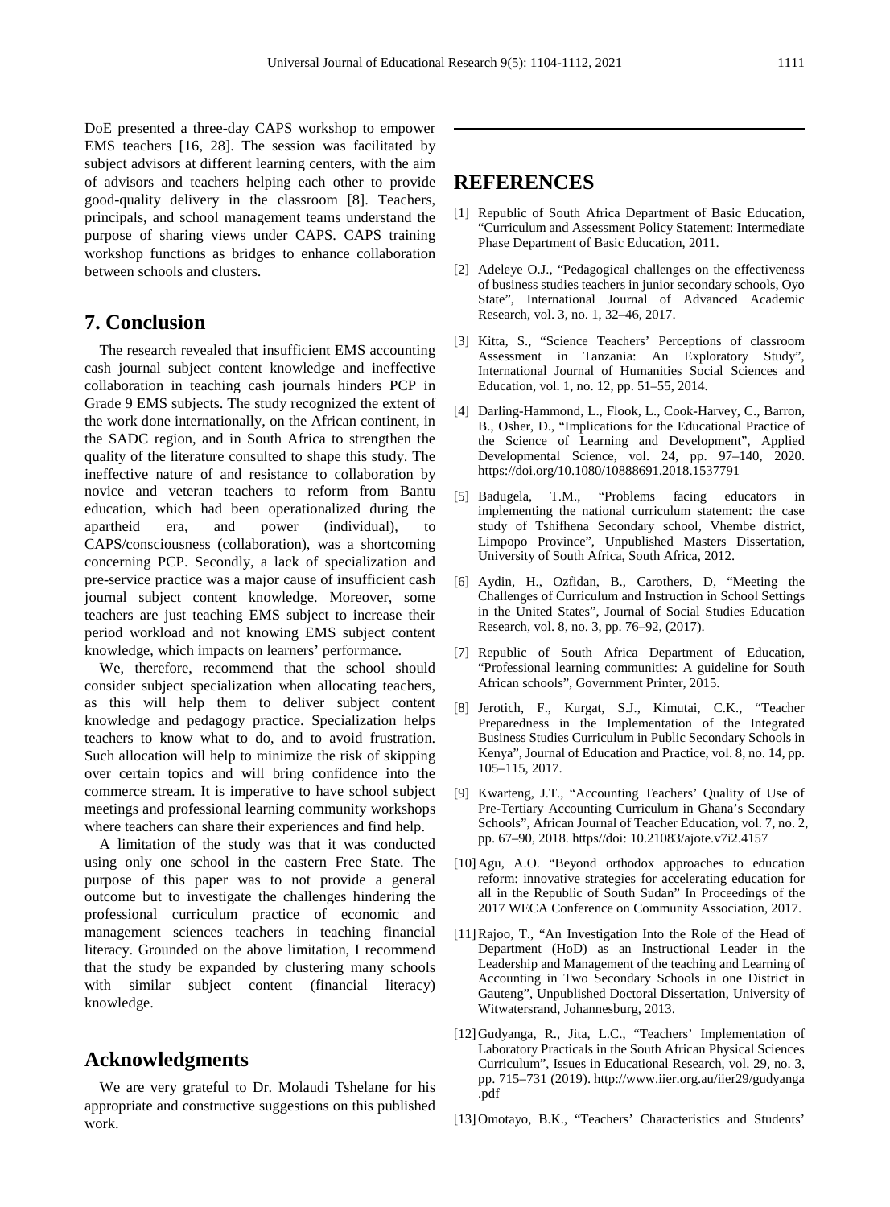DoE presented a three-day CAPS workshop to empower EMS teachers [16, 28]. The session was facilitated by subject advisors at different learning centers, with the aim of advisors and teachers helping each other to provide good-quality delivery in the classroom [8]. Teachers, principals, and school management teams understand the purpose of sharing views under CAPS. CAPS training workshop functions as bridges to enhance collaboration between schools and clusters.

## 7. Conclusion

The research revealed that insufficient EMS accounting cash journal subject content knowledge and ineffective collaboration in teaching cash journals hinders PCP in Grade 9 EMS subjects. The study recognized the extent of the work done internationally, on the African continent, in the SADC region, and in South Africa to strengthen the quality of the literature consulted to shape this study. The ineffective nature of and resistance to collaboration by novice and veteran teachers to reform from Bantu education, which had been operationalized during the apartheid era, and power (individual), to CAPS/consciousness (collaboration), was a shortcoming concerning PCP. Secondly, a lack of specialization and pre-service practice was a major cause of insufficient cash journal subject content knowledge. Moreover, some teachers are just teaching EMS subject to increase their period workload and not knowing EMS subject content knowledge, which impacts on learners' performance.

We, therefore, recommend that the school should consider subject specialization when allocating teachers, as this will help them to deliver subject content knowledge and pedagogy practice. Specialization helps teachers to know what to do, and to avoid frustration. Such allocation will help to minimize the risk of skipping over certain topics and will bring confidence into the commerce stream. It is imperative to have school subject meetings and professional learning community workshops where teachers can share their experiences and find help.

A limitation of the study was that it was conducted using only one school in the eastern Free State. The purpose of this paper was to not provide a general outcome but to investigate the challenges hindering the professional curriculum practice of economic and management sciences teachers in teaching financial literacy. Grounded on the above limitation, I recommend that the study be expanded by clustering many schools with similar subject content (financial literacy) knowledge.

## Acknowledgments

We are very grateful to Dr. Molaudi Tshelane for his appropriate and constructive suggestions on this published work.

## REFERENCES

[1] Republic of South Africa Department of Basic Education, "Curriculum and Assessment Policy Statement: Intermediate Phase Department of Basic Education, 2011.

[2] Adeleye O.J., "Pedagogical challenges on the effectiveness of business studies teachers in junior secondary schools, Oyo State", International Journal of Advanced Academic Research, vol. 3, no. 1, 32–46, 2017.

[3] Kitta, S., "Science Teachers' Perceptions of classroom Assessment in Tanzania: An Exploratory Study", International Journal of Humanities Social Sciences and Education, vol. 1, no. 12, pp. 51–55, 2014.

[4] Darling-Hammond, L., Flook, L., Cook-Harvey, C., Barron, B., Osher, D., "Implications for the Educational Practice of the Science of Learning and Development", Applied Developmental Science, vol. 24, pp. 97–140, 2020. https://doi.org/10.1080/10888691.2018.1537791

[5] Badugela, T.M., "Problems facing educators in implementing the national curriculum statement: the case study of Tshifhena Secondary school, Vhembe district, Limpopo Province", Unpublished Masters Dissertation, University of South Africa, South Africa, 2012.

[6] Aydin, H., Ozfidan, B., Carothers, D, "Meeting the Challenges of Curriculum and Instruction in School Settings in the United States", Journal of Social Studies Education Research, vol. 8, no. 3, pp. 76–92, (2017).

[7] Republic of South Africa Department of Education, "Professional learning communities: A guideline for South African schools", Government Printer, 2015.

[8] Jerotich, F., Kurgat, S.J., Kimutai, C.K., "Teacher Preparedness in the Implementation of the Integrated Business Studies Curriculum in Public Secondary Schools in Kenya", Journal of Education and Practice, vol. 8, no. 14, pp. 105–115, 2017.

[9] Kwarteng, J.T., "Accounting Teachers' Quality of Use of Pre-Tertiary Accounting Curriculum in Ghana's Secondary Schools", African Journal of Teacher Education, vol. 7, no. 2, pp. 67–90, 2018. https//doi: 10.21083/ajote.v7i2.4157

[10] Agu, A.O. "Beyond orthodox approaches to education reform: innovative strategies for accelerating education for all in the Republic of South Sudan" In Proceedings of the 2017 WECA Conference on Community Association, 2017.

[11] Rajoo, T., "An Investigation Into the Role of the Head of Department (HoD) as an Instructional Leader in the Leadership and Management of the teaching and Learning of Accounting in Two Secondary Schools in one District in Gauteng", Unpublished Doctoral Dissertation, University of Witwatersrand, Johannesburg, 2013.

[12] Gudyanga, R., Jita, L.C., "Teachers' Implementation of Laboratory Practicals in the South African Physical Sciences Curriculum", Issues in Educational Research, vol. 29, no. 3, pp. 715–731 (2019). http://www.iier.org.au/iier29/gudyanga.pdf

[13] Omotayo, B.K., "Teachers' Characteristics and Students'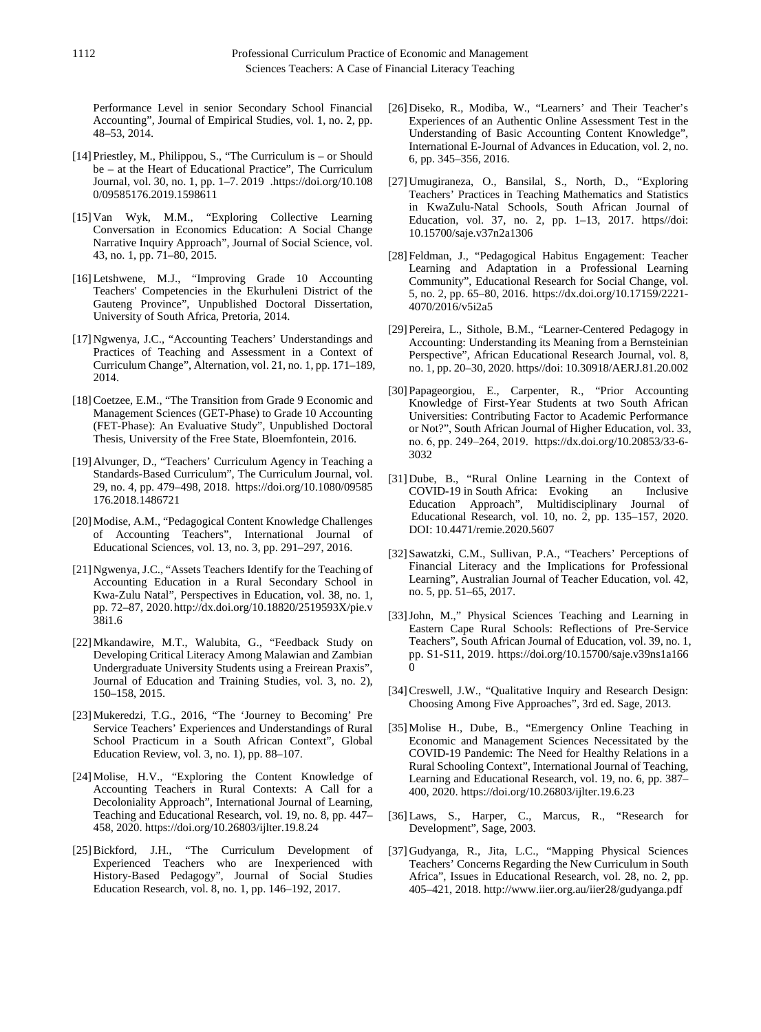Performance Level in senior Secondary School Financial Accounting", Journal of Empirical Studies, vol. 1, no. 2, pp. 48–53, 2014.

[14] Priestley, M., Philippou, S., "The Curriculum is – or Should be – at the Heart of Educational Practice", The Curriculum Journal, vol. 30, no. 1, pp. 1–7. 2019 .https://doi.org/10.1080/09585176.2019.1598611

[15] Van Wyk, M.M., "Exploring Collective Learning Conversation in Economics Education: A Social Change Narrative Inquiry Approach", Journal of Social Science, vol. 43, no. 1, pp. 71–80, 2015.

[16] Letshwene, M.J., "Improving Grade 10 Accounting Teachers' Competencies in the Ekurhuleni District of the Gauteng Province", Unpublished Doctoral Dissertation, University of South Africa, Pretoria, 2014.

[17] Ngwenya, J.C., "Accounting Teachers' Understandings and Practices of Teaching and Assessment in a Context of Curriculum Change", Alternation, vol. 21, no. 1, pp. 171–189, 2014.

[18] Coetzee, E.M., "The Transition from Grade 9 Economic and Management Sciences (GET-Phase) to Grade 10 Accounting (FET-Phase): An Evaluative Study", Unpublished Doctoral Thesis, University of the Free State, Bloemfontein, 2016.

[19] Alvunger, D., "Teachers' Curriculum Agency in Teaching a Standards-Based Curriculum", The Curriculum Journal, vol. 29, no. 4, pp. 479–498, 2018. https://doi.org/10.1080/09585176.2018.1486721

[20] Modise, A.M., "Pedagogical Content Knowledge Challenges of Accounting Teachers", International Journal of Educational Sciences, vol. 13, no. 3, pp. 291–297, 2016.

[21] Ngwenya, J.C., "Assets Teachers Identify for the Teaching of Accounting Education in a Rural Secondary School in Kwa-Zulu Natal", Perspectives in Education, vol. 38, no. 1, pp. 72–87, 2020. http://dx.doi.org/10.18820/2519593X/pie.v38i1.6

[22] Mkandawire, M.T., Walubita, G., "Feedback Study on Developing Critical Literacy Among Malawian and Zambian Undergraduate University Students using a Freirean Praxis", Journal of Education and Training Studies, vol. 3, no. 2), 150–158, 2015.

[23] Mukeredzi, T.G., 2016, "The 'Journey to Becoming' Pre Service Teachers' Experiences and Understandings of Rural School Practicum in a South African Context", Global Education Review, vol. 3, no. 1), pp. 88–107.

[24] Molise, H.V., "Exploring the Content Knowledge of Accounting Teachers in Rural Contexts: A Call for a Decoloniality Approach", International Journal of Learning, Teaching and Educational Research, vol. 19, no. 8, pp. 447–458, 2020. https://doi.org/10.26803/ijlter.19.8.24

[25] Bickford, J.H., "The Curriculum Development of Experienced Teachers who are Inexperienced with History-Based Pedagogy", Journal of Social Studies Education Research, vol. 8, no. 1, pp. 146–192, 2017.

[26] Diseko, R., Modiba, W., "Learners' and Their Teacher's Experiences of an Authentic Online Assessment Test in the Understanding of Basic Accounting Content Knowledge", International E-Journal of Advances in Education, vol. 2, no. 6, pp. 345–356, 2016.

[27] Umugiraneza, O., Bansilal, S., North, D., "Exploring Teachers' Practices in Teaching Mathematics and Statistics in KwaZulu-Natal Schools, South African Journal of Education, vol. 37, no. 2, pp. 1–13, 2017. https//doi: 10.15700/saje.v37n2a1306

[28] Feldman, J., "Pedagogical Habitus Engagement: Teacher Learning and Adaptation in a Professional Learning Community", Educational Research for Social Change, vol. 5, no. 2, pp. 65–80, 2016. https://dx.doi.org/10.17159/2221-4070/2016/v5i2a5

[29] Pereira, L., Sithole, B.M., "Learner-Centered Pedagogy in Accounting: Understanding its Meaning from a Bernsteinian Perspective", African Educational Research Journal, vol. 8, no. 1, pp. 20–30, 2020. https//doi: 10.30918/AERJ.81.20.002

[30] Papageorgiou, E., Carpenter, R., "Prior Accounting Knowledge of First-Year Students at two South African Universities: Contributing Factor to Academic Performance or Not?", South African Journal of Higher Education, vol. 33, no. 6, pp. 249–264, 2019. https://dx.doi.org/10.20853/33-6-3032

[31] Dube, B., "Rural Online Learning in the Context of COVID-19 in South Africa: Evoking an Inclusive Education Approach", Multidisciplinary Journal of Educational Research, vol. 10, no. 2, pp. 135–157, 2020. DOI: 10.4471/remie.2020.5607

[32] Sawatzki, C.M., Sullivan, P.A., "Teachers' Perceptions of Financial Literacy and the Implications for Professional Learning", Australian Journal of Teacher Education, vol. 42, no. 5, pp. 51–65, 2017.

[33] John, M.," Physical Sciences Teaching and Learning in Eastern Cape Rural Schools: Reflections of Pre-Service Teachers", South African Journal of Education, vol. 39, no. 1, pp. S1-S11, 2019. https://doi.org/10.15700/saje.v39ns1a1660

[34] Creswell, J.W., "Qualitative Inquiry and Research Design: Choosing Among Five Approaches", 3rd ed. Sage, 2013.

[35] Molise H., Dube, B., "Emergency Online Teaching in Economic and Management Sciences Necessitated by the COVID-19 Pandemic: The Need for Healthy Relations in a Rural Schooling Context", International Journal of Teaching, Learning and Educational Research, vol. 19, no. 6, pp. 387–400, 2020. https://doi.org/10.26803/ijlter.19.6.23

[36] Laws, S., Harper, C., Marcus, R., "Research for Development", Sage, 2003.

[37] Gudyanga, R., Jita, L.C., "Mapping Physical Sciences Teachers' Concerns Regarding the New Curriculum in South Africa", Issues in Educational Research, vol. 28, no. 2, pp. 405–421, 2018. http://www.iier.org.au/iier28/gudyanga.pdf